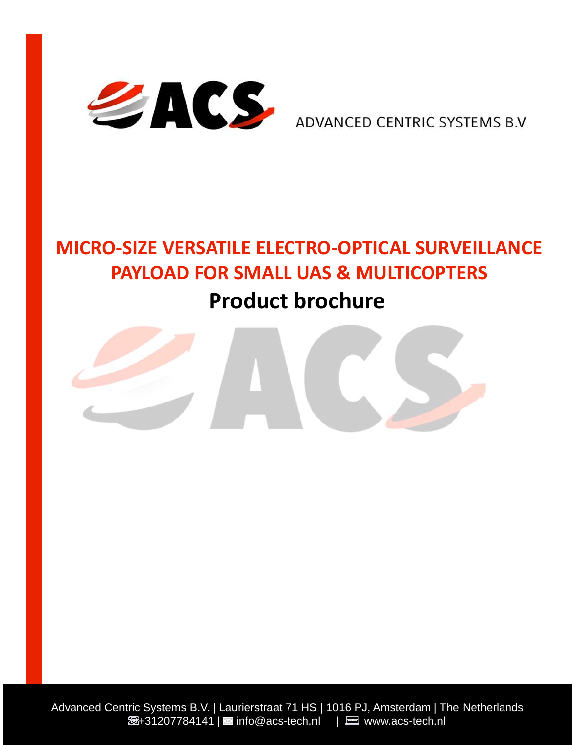ADVANCED CENTRIC SYSTEMS B.V

# MICRO-SIZE VERSATILE ELECTRO-OPTICAL SURVEILLANCE PAYLOAD FOR SMALL UAS & MULTICOPTERS

## Product brochure

Advanced Centric Systems B.V. | Laurierstraat 71 HS | 1016 PJ, Amsterdam | The Netherlands
+31207784141 | info@acs-tech.nl | www.acs-tech.nl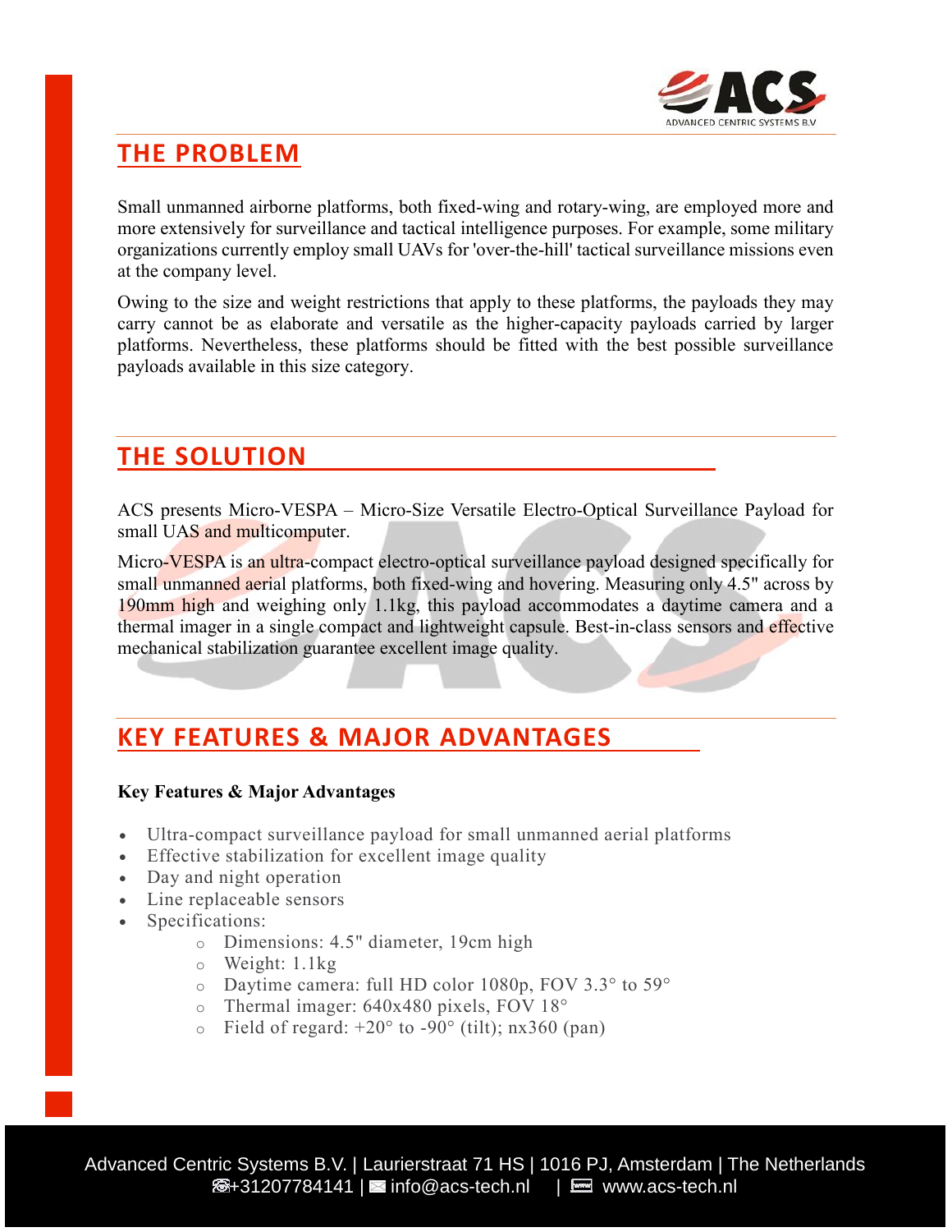## THE PROBLEM

Small unmanned airborne platforms, both fixed-wing and rotary-wing, are employed more and more extensively for surveillance and tactical intelligence purposes. For example, some military organizations currently employ small UAVs for 'over-the-hill' tactical surveillance missions even at the company level.

Owing to the size and weight restrictions that apply to these platforms, the payloads they may carry cannot be as elaborate and versatile as the higher-capacity payloads carried by larger platforms. Nevertheless, these platforms should be fitted with the best possible surveillance payloads available in this size category.

## THE SOLUTION

ACS presents Micro-VESPA – Micro-Size Versatile Electro-Optical Surveillance Payload for small UAS and multicomputer.

Micro-VESPA is an ultra-compact electro-optical surveillance payload designed specifically for small unmanned aerial platforms, both fixed-wing and hovering. Measuring only 4.5" across by 190mm high and weighing only 1.1kg, this payload accommodates a daytime camera and a thermal imager in a single compact and lightweight capsule. Best-in-class sensors and effective mechanical stabilization guarantee excellent image quality.

## KEY FEATURES & MAJOR ADVANTAGES

**Key Features & Major Advantages**

- Ultra-compact surveillance payload for small unmanned aerial platforms
- Effective stabilization for excellent image quality
- Day and night operation
- Line replaceable sensors
- Specifications:
  - Dimensions: 4.5" diameter, 19cm high
  - Weight: 1.1kg
  - Daytime camera: full HD color 1080p, FOV 3.3° to 59°
  - Thermal imager: 640x480 pixels, FOV 18°
  - Field of regard: +20° to -90° (tilt); nx360 (pan)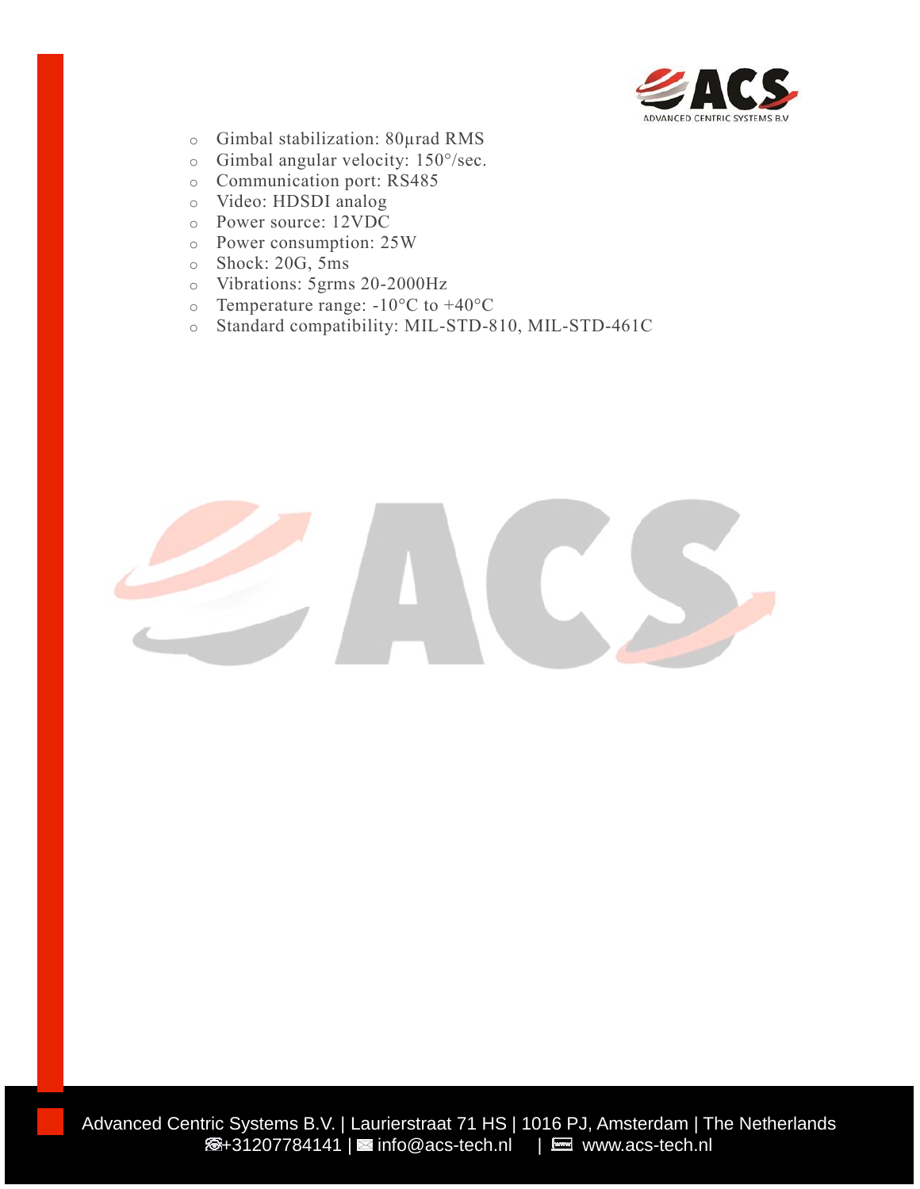- Gimbal stabilization: 80µrad RMS
- Gimbal angular velocity: 150°/sec.
- Communication port: RS485
- Video: HDSDI analog
- Power source: 12VDC
- Power consumption: 25W
- Shock: 20G, 5ms
- Vibrations: 5grms 20-2000Hz
- Temperature range: -10°C to +40°C
- Standard compatibility: MIL-STD-810, MIL-STD-461C